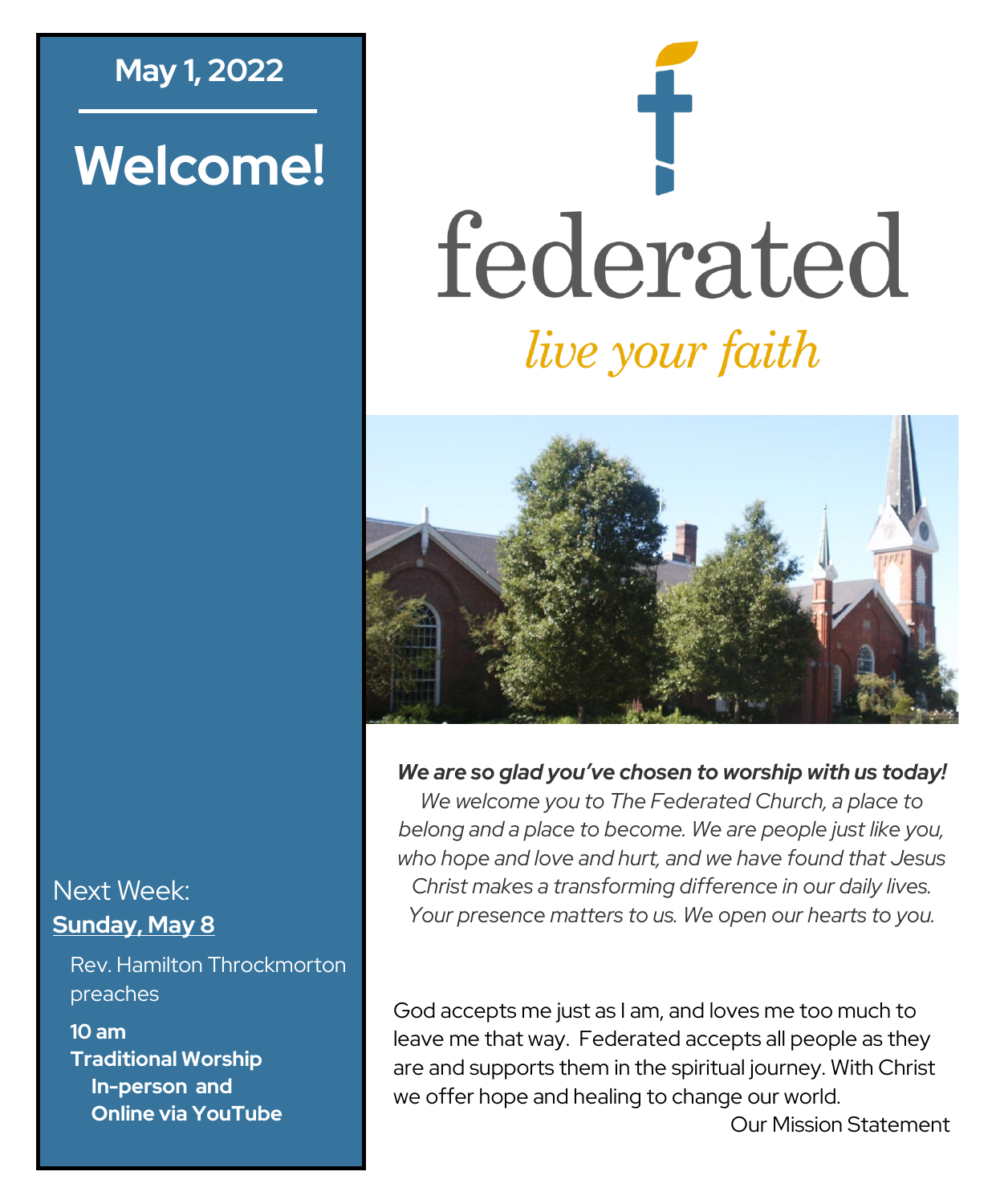**May 1, 2022**

# Welcome!

Next Week:
**Sunday, May 8**

Rev. Hamilton Throckmorton preaches

**10 am**
**Traditional Worship**
**In-person and**
**Online via YouTube**

# federated

*live your faith*

***We are so glad you've chosen to worship with us today!***
*We welcome you to The Federated Church, a place to belong and a place to become. We are people just like you, who hope and love and hurt, and we have found that Jesus Christ makes a transforming difference in our daily lives. Your presence matters to us. We open our hearts to you.*

God accepts me just as I am, and loves me too much to leave me that way. Federated accepts all people as they are and supports them in the spiritual journey. With Christ we offer hope and healing to change our world.

Our Mission Statement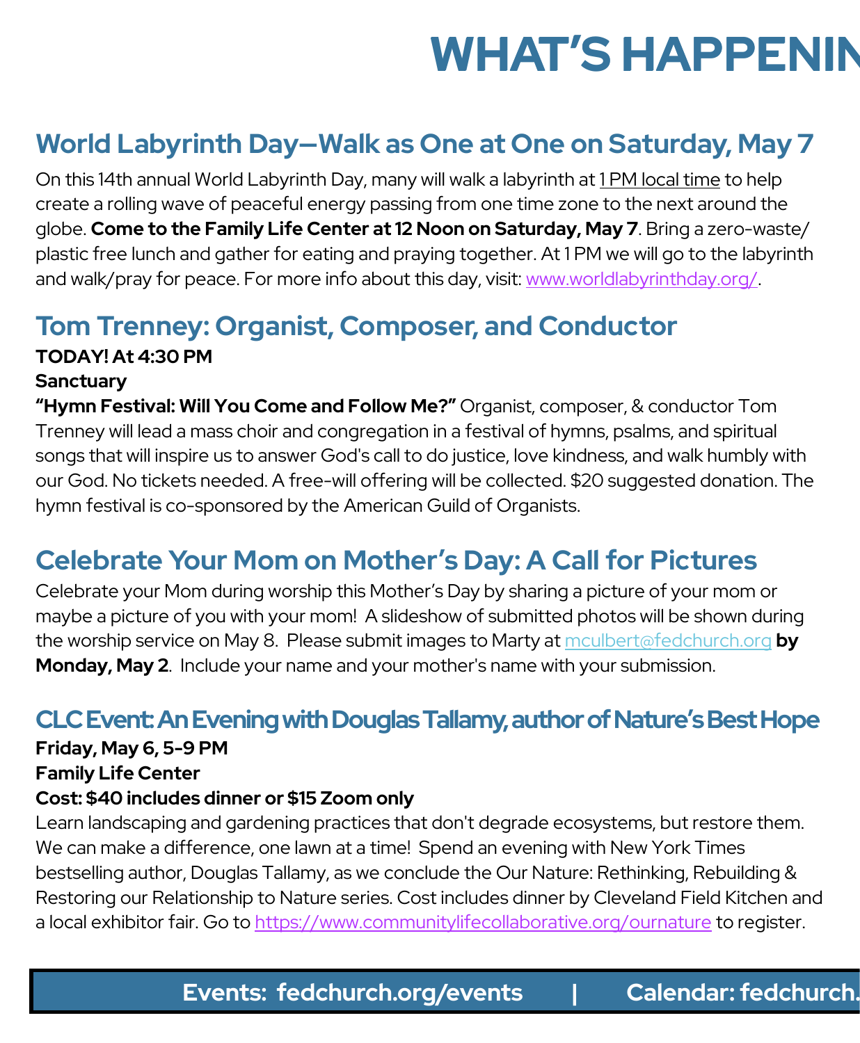# WHAT'S HAPPENIN

## World Labyrinth Day—Walk as One at One on Saturday, May 7

On this 14th annual World Labyrinth Day, many will walk a labyrinth at 1 PM local time to help create a rolling wave of peaceful energy passing from one time zone to the next around the globe. **Come to the Family Life Center at 12 Noon on Saturday, May 7**. Bring a zero-waste/ plastic free lunch and gather for eating and praying together. At 1 PM we will go to the labyrinth and walk/pray for peace. For more info about this day, visit: www.worldlabyrinthday.org/.

## Tom Trenney: Organist, Composer, and Conductor

**TODAY! At 4:30 PM**

**Sanctuary**

**"Hymn Festival: Will You Come and Follow Me?"** Organist, composer, & conductor Tom Trenney will lead a mass choir and congregation in a festival of hymns, psalms, and spiritual songs that will inspire us to answer God's call to do justice, love kindness, and walk humbly with our God. No tickets needed. A free-will offering will be collected. $20 suggested donation. The hymn festival is co-sponsored by the American Guild of Organists.

## Celebrate Your Mom on Mother's Day: A Call for Pictures

Celebrate your Mom during worship this Mother's Day by sharing a picture of your mom or maybe a picture of you with your mom! A slideshow of submitted photos will be shown during the worship service on May 8. Please submit images to Marty at mculbert@fedchurch.org **by Monday, May 2**. Include your name and your mother's name with your submission.

## CLC Event: An Evening with Douglas Tallamy, author of Nature's Best Hope

**Friday, May 6, 5-9 PM**

**Family Life Center**

**Cost: $40 includes dinner or $15 Zoom only**

Learn landscaping and gardening practices that don't degrade ecosystems, but restore them. We can make a difference, one lawn at a time! Spend an evening with New York Times bestselling author, Douglas Tallamy, as we conclude the Our Nature: Rethinking, Rebuilding & Restoring our Relationship to Nature series. Cost includes dinner by Cleveland Field Kitchen and a local exhibitor fair. Go to https://www.communitylifecollaborative.org/ournature to register.

**Events: fedchurch.org/events | Calendar: fedchurch.**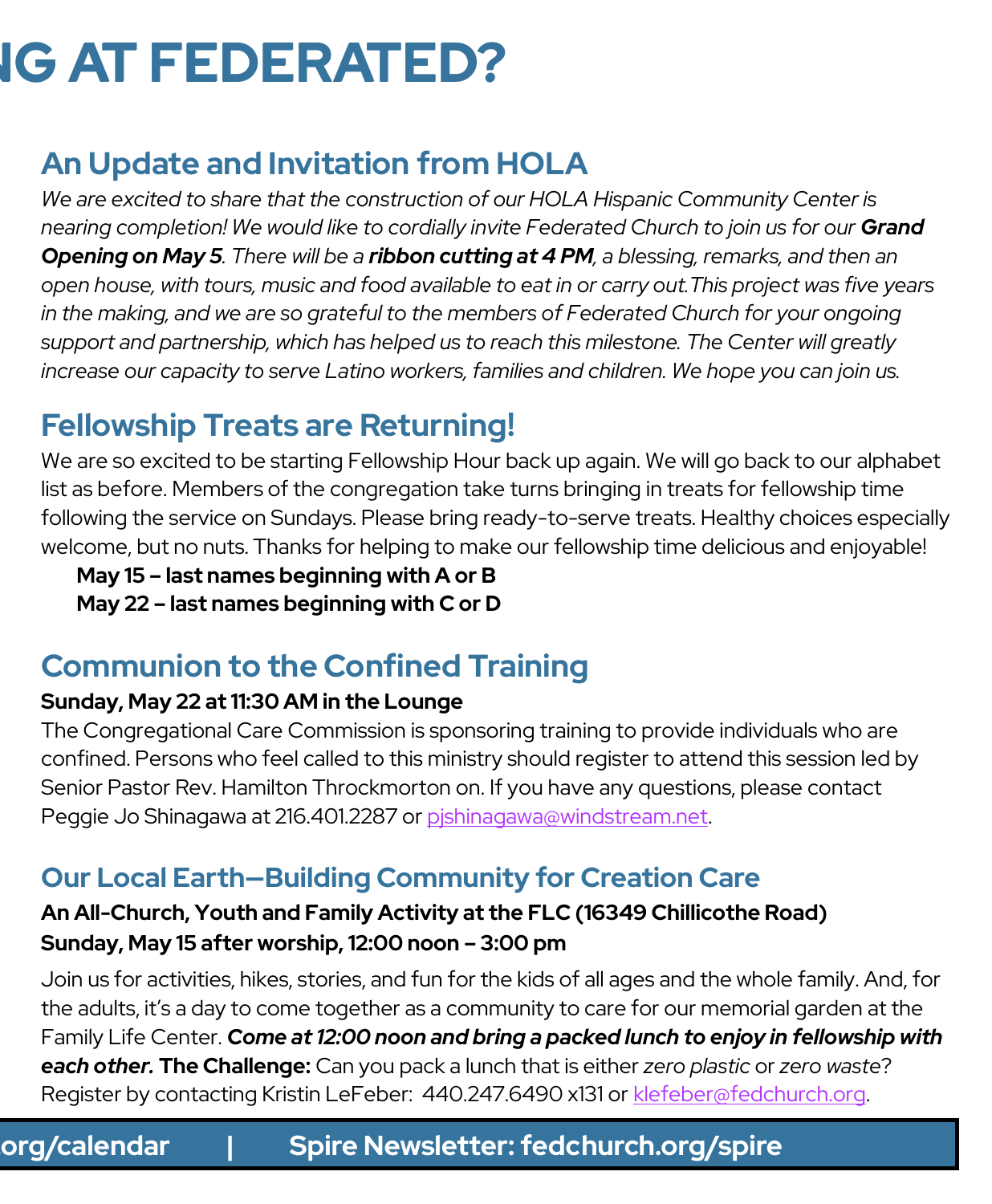# NG AT FEDERATED?

## An Update and Invitation from HOLA

*We are excited to share that the construction of our HOLA Hispanic Community Center is nearing completion! We would like to cordially invite Federated Church to join us for our **Grand Opening on May 5**. There will be a **ribbon cutting at 4 PM**, a blessing, remarks, and then an open house, with tours, music and food available to eat in or carry out.This project was five years in the making, and we are so grateful to the members of Federated Church for your ongoing support and partnership, which has helped us to reach this milestone. The Center will greatly increase our capacity to serve Latino workers, families and children. We hope you can join us.*

## Fellowship Treats are Returning!

We are so excited to be starting Fellowship Hour back up again. We will go back to our alphabet list as before. Members of the congregation take turns bringing in treats for fellowship time following the service on Sundays. Please bring ready-to-serve treats. Healthy choices especially welcome, but no nuts. Thanks for helping to make our fellowship time delicious and enjoyable!

**May 15 – last names beginning with A or B**
**May 22 – last names beginning with C or D**

## Communion to the Confined Training

**Sunday, May 22 at 11:30 AM in the Lounge**

The Congregational Care Commission is sponsoring training to provide individuals who are confined. Persons who feel called to this ministry should register to attend this session led by Senior Pastor Rev. Hamilton Throckmorton on. If you have any questions, please contact Peggie Jo Shinagawa at 216.401.2287 or pjshinagawa@windstream.net.

## Our Local Earth—Building Community for Creation Care

**An All-Church, Youth and Family Activity at the FLC (16349 Chillicothe Road)**
**Sunday, May 15 after worship, 12:00 noon – 3:00 pm**

Join us for activities, hikes, stories, and fun for the kids of all ages and the whole family. And, for the adults, it's a day to come together as a community to care for our memorial garden at the Family Life Center. ***Come at 12:00 noon and bring a packed lunch to enjoy in fellowship with each other.*** **The Challenge:** Can you pack a lunch that is either *zero plastic* or *zero waste*? Register by contacting Kristin LeFeber: 440.247.6490 x131 or klefeber@fedchurch.org.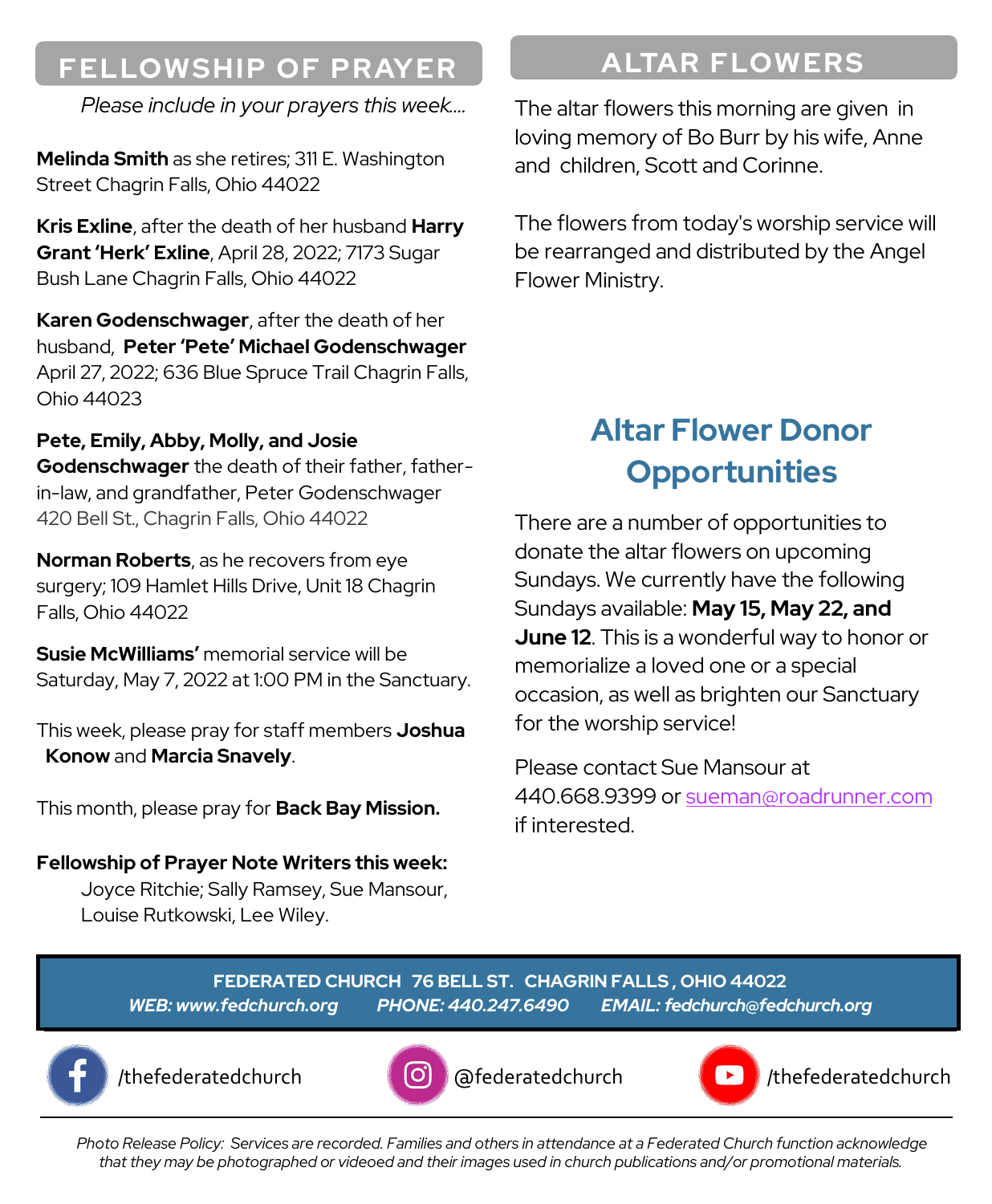## FELLOWSHIP OF PRAYER

*Please include in your prayers this week….*

**Melinda Smith** as she retires; 311 E. Washington Street Chagrin Falls, Ohio 44022

**Kris Exline**, after the death of her husband **Harry Grant 'Herk' Exline**, April 28, 2022; 7173 Sugar Bush Lane Chagrin Falls, Ohio 44022

**Karen Godenschwager**, after the death of her husband, **Peter 'Pete' Michael Godenschwager** April 27, 2022; 636 Blue Spruce Trail Chagrin Falls, Ohio 44023

**Pete, Emily, Abby, Molly, and Josie Godenschwager** the death of their father, father-in-law, and grandfather, Peter Godenschwager 420 Bell St., Chagrin Falls, Ohio 44022

**Norman Roberts**, as he recovers from eye surgery; 109 Hamlet Hills Drive, Unit 18 Chagrin Falls, Ohio 44022

**Susie McWilliams'** memorial service will be Saturday, May 7, 2022 at 1:00 PM in the Sanctuary.

This week, please pray for staff members **Joshua Konow** and **Marcia Snavely**.

This month, please pray for **Back Bay Mission.**

**Fellowship of Prayer Note Writers this week:**
Joyce Ritchie; Sally Ramsey, Sue Mansour, Louise Rutkowski, Lee Wiley.

## ALTAR FLOWERS

The altar flowers this morning are given in loving memory of Bo Burr by his wife, Anne and children, Scott and Corinne.

The flowers from today's worship service will be rearranged and distributed by the Angel Flower Ministry.

## Altar Flower Donor Opportunities

There are a number of opportunities to donate the altar flowers on upcoming Sundays. We currently have the following Sundays available: **May 15, May 22, and June 12**. This is a wonderful way to honor or memorialize a loved one or a special occasion, as well as brighten our Sanctuary for the worship service!

Please contact Sue Mansour at 440.668.9399 or sueman@roadrunner.com if interested.

**FEDERATED CHURCH 76 BELL ST. CHAGRIN FALLS, OHIO 44022**
***WEB: www.fedchurch.org PHONE: 440.247.6490 EMAIL: fedchurch@fedchurch.org***

/thefederatedchurch @federatedchurch /thefederatedchurch

*Photo Release Policy: Services are recorded. Families and others in attendance at a Federated Church function acknowledge that they may be photographed or videoed and their images used in church publications and/or promotional materials.*